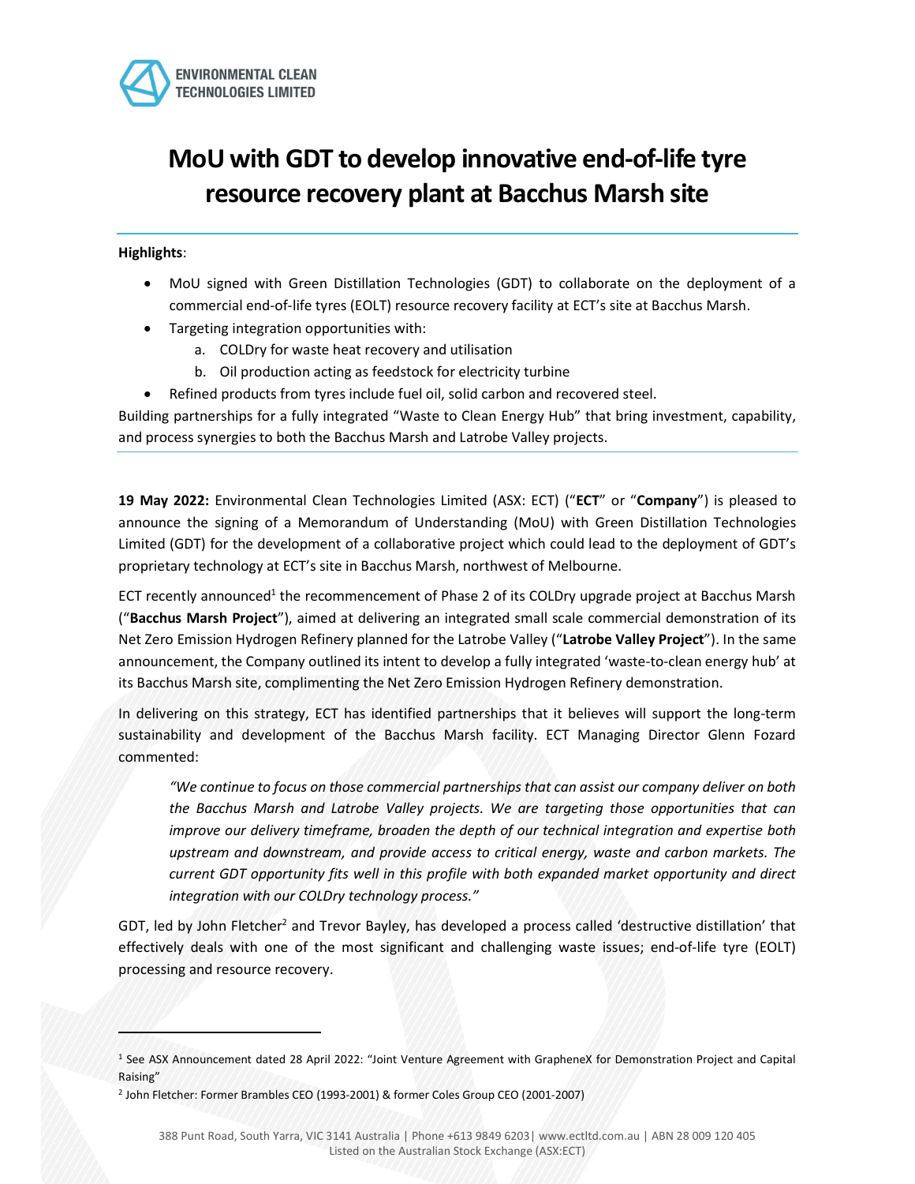ENVIRONMENTAL CLEAN TECHNOLOGIES LIMITED

# MoU with GDT to develop innovative end-of-life tyre resource recovery plant at Bacchus Marsh site

**Highlights**:

- MoU signed with Green Distillation Technologies (GDT) to collaborate on the deployment of a commercial end-of-life tyres (EOLT) resource recovery facility at ECT's site at Bacchus Marsh.
- Targeting integration opportunities with:
  a. COLDry for waste heat recovery and utilisation
  b. Oil production acting as feedstock for electricity turbine
- Refined products from tyres include fuel oil, solid carbon and recovered steel.

Building partnerships for a fully integrated "Waste to Clean Energy Hub" that bring investment, capability, and process synergies to both the Bacchus Marsh and Latrobe Valley projects.

**19 May 2022:** Environmental Clean Technologies Limited (ASX: ECT) ("**ECT**" or "**Company**") is pleased to announce the signing of a Memorandum of Understanding (MoU) with Green Distillation Technologies Limited (GDT) for the development of a collaborative project which could lead to the deployment of GDT's proprietary technology at ECT's site in Bacchus Marsh, northwest of Melbourne.

ECT recently announced[1] the recommencement of Phase 2 of its COLDry upgrade project at Bacchus Marsh ("**Bacchus Marsh Project**"), aimed at delivering an integrated small scale commercial demonstration of its Net Zero Emission Hydrogen Refinery planned for the Latrobe Valley ("**Latrobe Valley Project**"). In the same announcement, the Company outlined its intent to develop a fully integrated 'waste-to-clean energy hub' at its Bacchus Marsh site, complimenting the Net Zero Emission Hydrogen Refinery demonstration.

In delivering on this strategy, ECT has identified partnerships that it believes will support the long-term sustainability and development of the Bacchus Marsh facility. ECT Managing Director Glenn Fozard commented:

> *"We continue to focus on those commercial partnerships that can assist our company deliver on both the Bacchus Marsh and Latrobe Valley projects. We are targeting those opportunities that can improve our delivery timeframe, broaden the depth of our technical integration and expertise both upstream and downstream, and provide access to critical energy, waste and carbon markets. The current GDT opportunity fits well in this profile with both expanded market opportunity and direct integration with our COLDry technology process."*

GDT, led by John Fletcher[2] and Trevor Bayley, has developed a process called 'destructive distillation' that effectively deals with one of the most significant and challenging waste issues; end-of-life tyre (EOLT) processing and resource recovery.

---

[1] See ASX Announcement dated 28 April 2022: "Joint Venture Agreement with GrapheneX for Demonstration Project and Capital Raising"

[2] John Fletcher: Former Brambles CEO (1993-2001) & former Coles Group CEO (2001-2007)

388 Punt Road, South Yarra, VIC 3141 Australia | Phone +613 9849 6203| www.ectltd.com.au | ABN 28 009 120 405
Listed on the Australian Stock Exchange (ASX:ECT)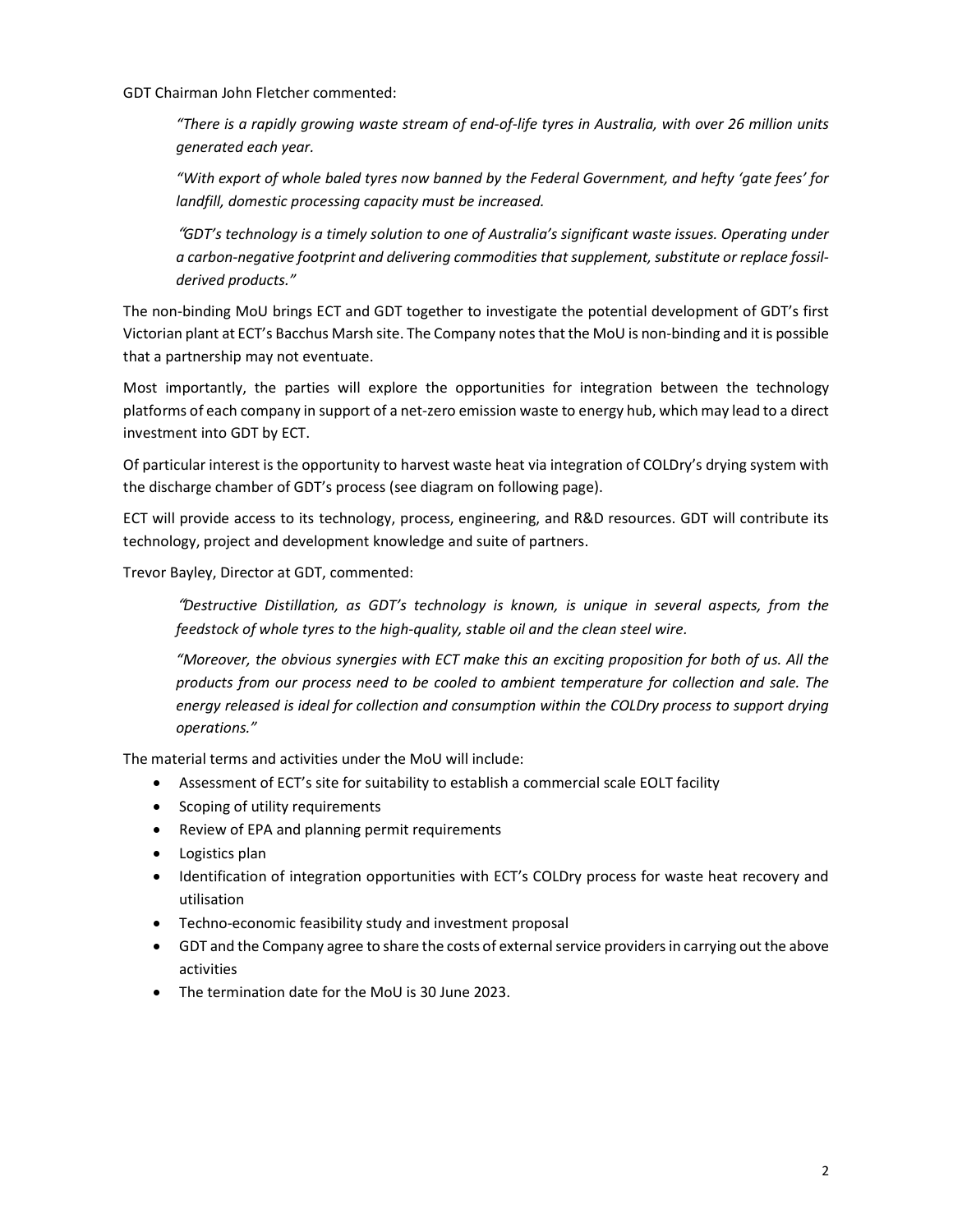GDT Chairman John Fletcher commented:

> *"There is a rapidly growing waste stream of end-of-life tyres in Australia, with over 26 million units generated each year.*
>
> *"With export of whole baled tyres now banned by the Federal Government, and hefty 'gate fees' for landfill, domestic processing capacity must be increased.*
>
> *"GDT's technology is a timely solution to one of Australia's significant waste issues. Operating under a carbon-negative footprint and delivering commodities that supplement, substitute or replace fossil-derived products."*

The non-binding MoU brings ECT and GDT together to investigate the potential development of GDT's first Victorian plant at ECT's Bacchus Marsh site. The Company notes that the MoU is non-binding and it is possible that a partnership may not eventuate.

Most importantly, the parties will explore the opportunities for integration between the technology platforms of each company in support of a net-zero emission waste to energy hub, which may lead to a direct investment into GDT by ECT.

Of particular interest is the opportunity to harvest waste heat via integration of COLDry's drying system with the discharge chamber of GDT's process (see diagram on following page).

ECT will provide access to its technology, process, engineering, and R&D resources. GDT will contribute its technology, project and development knowledge and suite of partners.

Trevor Bayley, Director at GDT, commented:

> *"Destructive Distillation, as GDT's technology is known, is unique in several aspects, from the feedstock of whole tyres to the high-quality, stable oil and the clean steel wire.*
>
> *"Moreover, the obvious synergies with ECT make this an exciting proposition for both of us. All the products from our process need to be cooled to ambient temperature for collection and sale. The energy released is ideal for collection and consumption within the COLDry process to support drying operations."*

The material terms and activities under the MoU will include:

- Assessment of ECT's site for suitability to establish a commercial scale EOLT facility
- Scoping of utility requirements
- Review of EPA and planning permit requirements
- Logistics plan
- Identification of integration opportunities with ECT's COLDry process for waste heat recovery and utilisation
- Techno-economic feasibility study and investment proposal
- GDT and the Company agree to share the costs of external service providers in carrying out the above activities
- The termination date for the MoU is 30 June 2023.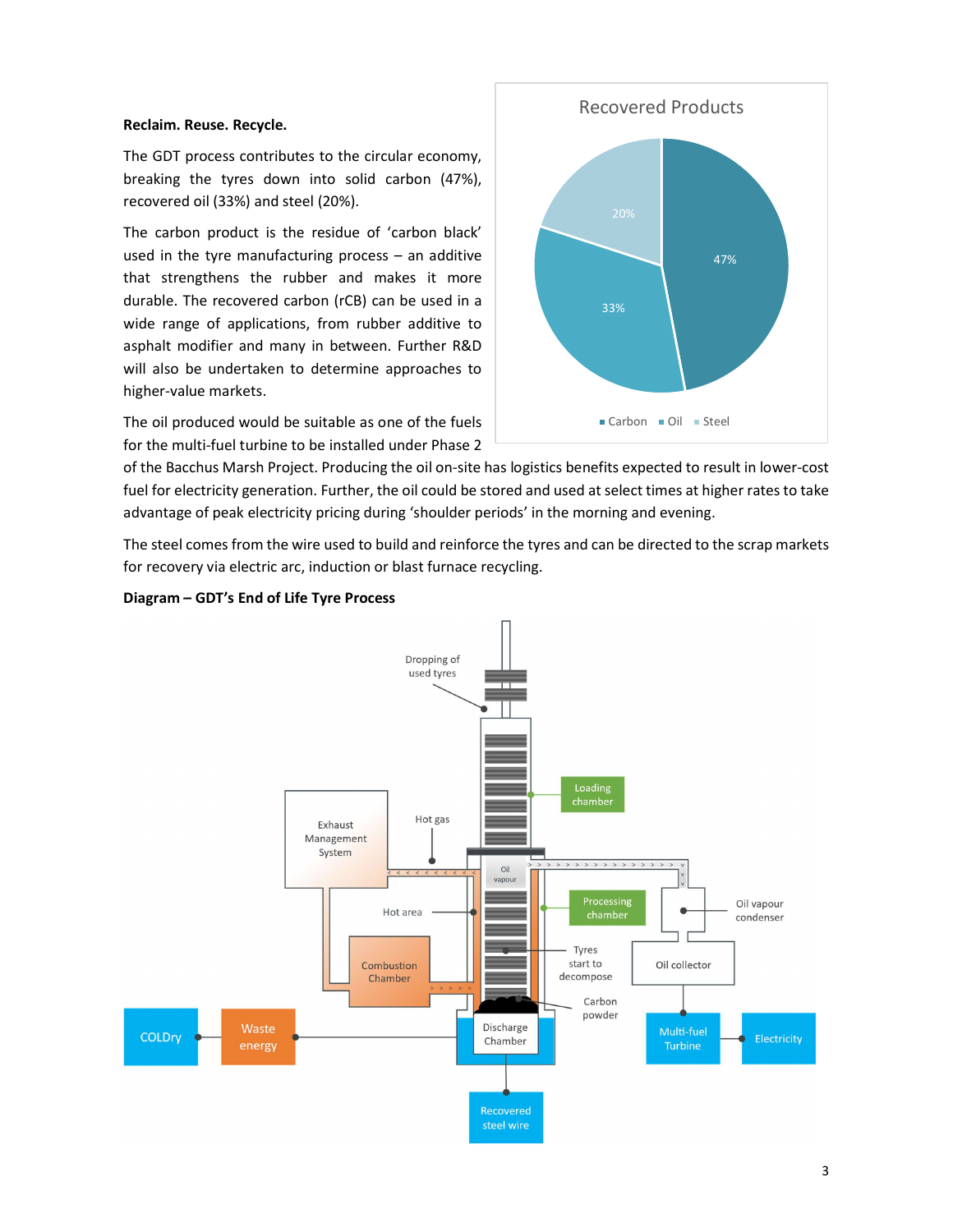**Reclaim. Reuse. Recycle.**

The GDT process contributes to the circular economy, breaking the tyres down into solid carbon (47%), recovered oil (33%) and steel (20%).

The carbon product is the residue of 'carbon black' used in the tyre manufacturing process – an additive that strengthens the rubber and makes it more durable. The recovered carbon (rCB) can be used in a wide range of applications, from rubber additive to asphalt modifier and many in between. Further R&D will also be undertaken to determine approaches to higher-value markets.

The oil produced would be suitable as one of the fuels for the multi-fuel turbine to be installed under Phase 2 of the Bacchus Marsh Project. Producing the oil on-site has logistics benefits expected to result in lower-cost fuel for electricity generation. Further, the oil could be stored and used at select times at higher rates to take advantage of peak electricity pricing during 'shoulder periods' in the morning and evening.

The steel comes from the wire used to build and reinforce the tyres and can be directed to the scrap markets for recovery via electric arc, induction or blast furnace recycling.

**Recovered Products**

| Product | Share |
|---|---|
| Carbon | 47% |
| Oil | 33% |
| Steel | 20% |

**Diagram – GDT's End of Life Tyre Process**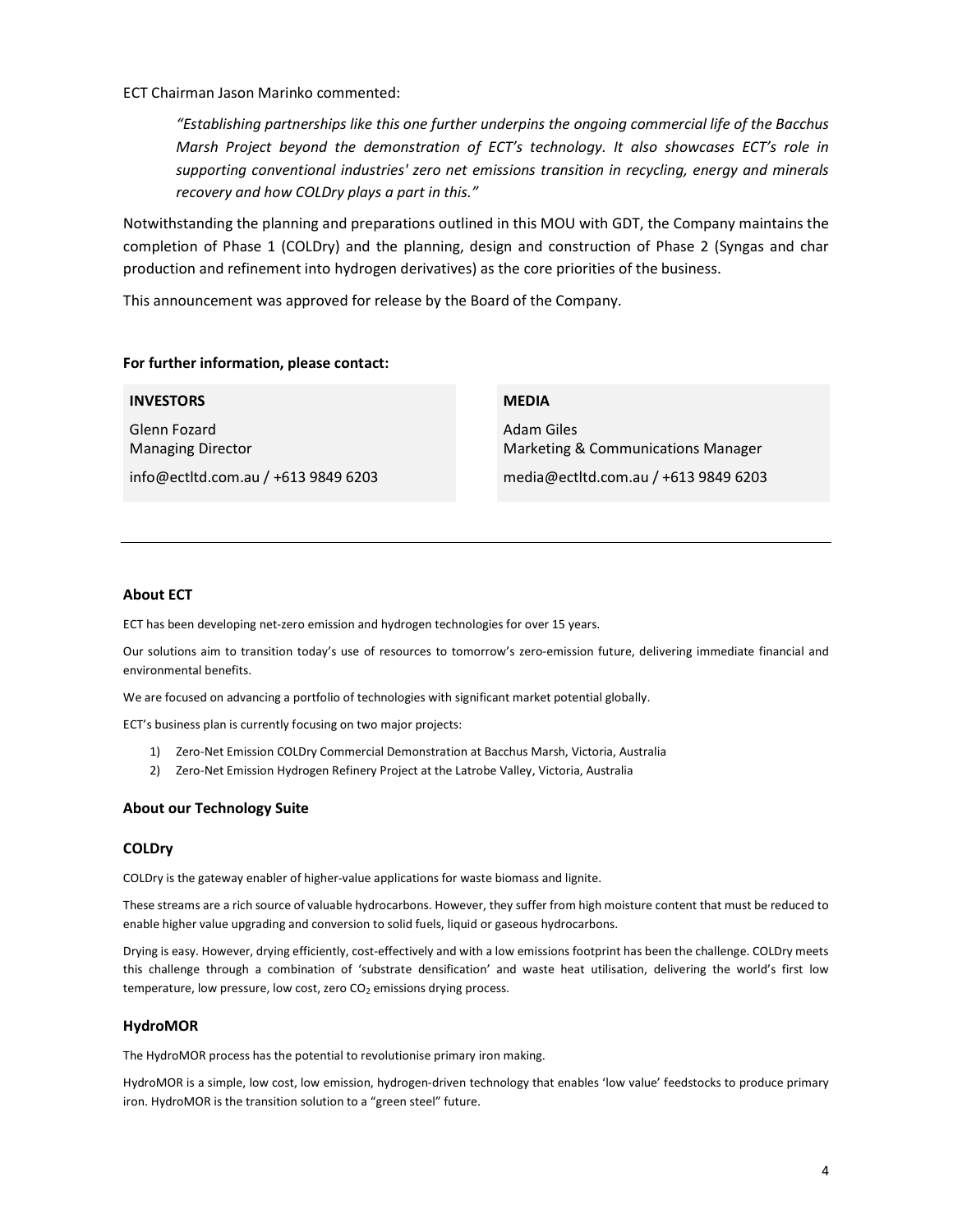ECT Chairman Jason Marinko commented:

> *"Establishing partnerships like this one further underpins the ongoing commercial life of the Bacchus Marsh Project beyond the demonstration of ECT's technology. It also showcases ECT's role in supporting conventional industries' zero net emissions transition in recycling, energy and minerals recovery and how COLDry plays a part in this."*

Notwithstanding the planning and preparations outlined in this MOU with GDT, the Company maintains the completion of Phase 1 (COLDry) and the planning, design and construction of Phase 2 (Syngas and char production and refinement into hydrogen derivatives) as the core priorities of the business.

This announcement was approved for release by the Board of the Company.

**For further information, please contact:**

**INVESTORS**

Glenn Fozard
Managing Director

info@ectltd.com.au / +613 9849 6203

**MEDIA**

Adam Giles
Marketing & Communications Manager

media@ectltd.com.au / +613 9849 6203

---

## About ECT

ECT has been developing net-zero emission and hydrogen technologies for over 15 years.

Our solutions aim to transition today's use of resources to tomorrow's zero-emission future, delivering immediate financial and environmental benefits.

We are focused on advancing a portfolio of technologies with significant market potential globally.

ECT's business plan is currently focusing on two major projects:

1) Zero-Net Emission COLDry Commercial Demonstration at Bacchus Marsh, Victoria, Australia
2) Zero-Net Emission Hydrogen Refinery Project at the Latrobe Valley, Victoria, Australia

## About our Technology Suite

### COLDry

COLDry is the gateway enabler of higher-value applications for waste biomass and lignite.

These streams are a rich source of valuable hydrocarbons. However, they suffer from high moisture content that must be reduced to enable higher value upgrading and conversion to solid fuels, liquid or gaseous hydrocarbons.

Drying is easy. However, drying efficiently, cost-effectively and with a low emissions footprint has been the challenge. COLDry meets this challenge through a combination of 'substrate densification' and waste heat utilisation, delivering the world's first low temperature, low pressure, low cost, zero $CO_2$ emissions drying process.

### HydroMOR

The HydroMOR process has the potential to revolutionise primary iron making.

HydroMOR is a simple, low cost, low emission, hydrogen-driven technology that enables 'low value' feedstocks to produce primary iron. HydroMOR is the transition solution to a "green steel" future.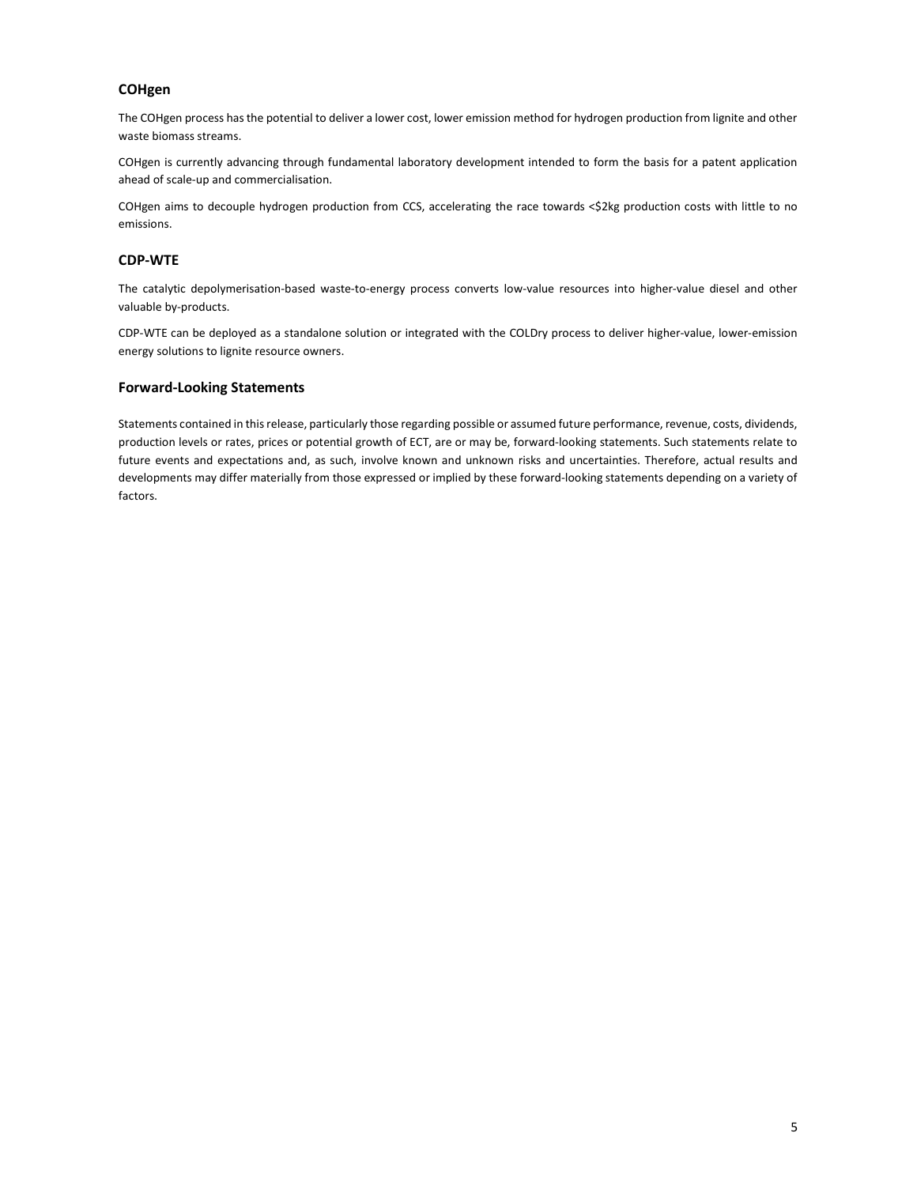## COHgen

The COHgen process has the potential to deliver a lower cost, lower emission method for hydrogen production from lignite and other waste biomass streams.

COHgen is currently advancing through fundamental laboratory development intended to form the basis for a patent application ahead of scale-up and commercialisation.

COHgen aims to decouple hydrogen production from CCS, accelerating the race towards <$2kg production costs with little to no emissions.

## CDP-WTE

The catalytic depolymerisation-based waste-to-energy process converts low-value resources into higher-value diesel and other valuable by-products.

CDP-WTE can be deployed as a standalone solution or integrated with the COLDry process to deliver higher-value, lower-emission energy solutions to lignite resource owners.

## Forward-Looking Statements

Statements contained in this release, particularly those regarding possible or assumed future performance, revenue, costs, dividends, production levels or rates, prices or potential growth of ECT, are or may be, forward-looking statements. Such statements relate to future events and expectations and, as such, involve known and unknown risks and uncertainties. Therefore, actual results and developments may differ materially from those expressed or implied by these forward-looking statements depending on a variety of factors.